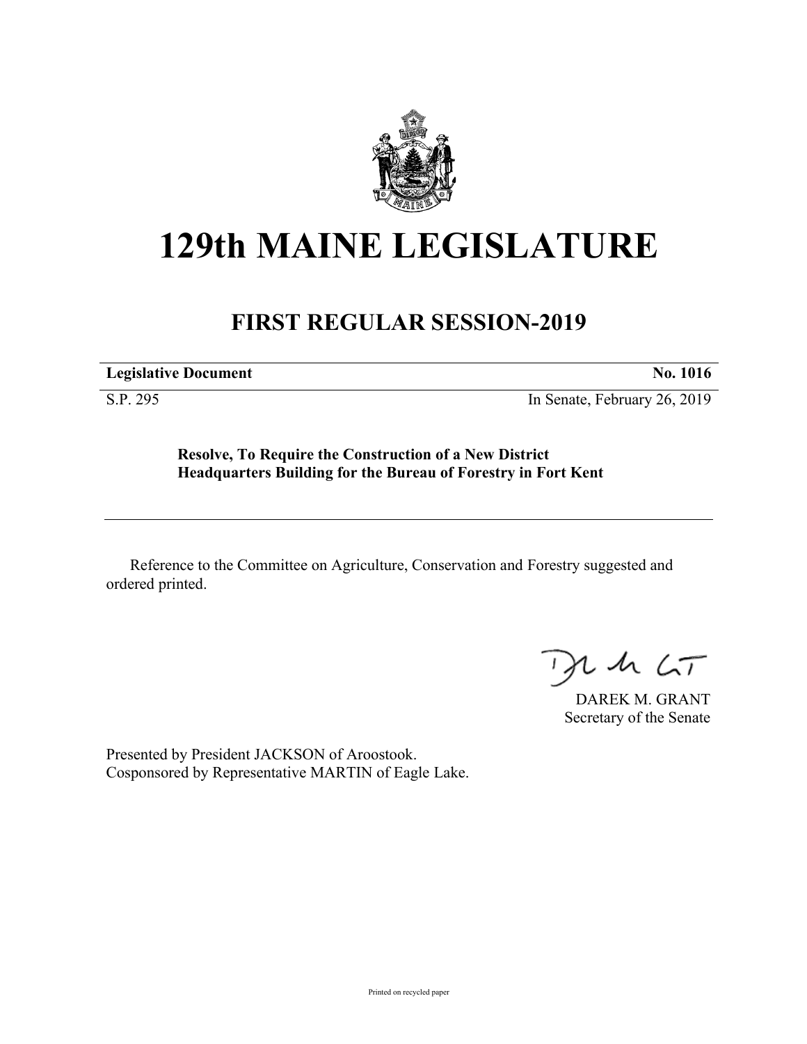# 129th MAINE LEGISLATURE

## FIRST REGULAR SESSION-2019

| **Legislative Document** | **No. 1016** |
|---|---|
| S.P. 295 | In Senate, February 26, 2019 |

**Resolve, To Require the Construction of a New District Headquarters Building for the Bureau of Forestry in Fort Kent**

Reference to the Committee on Agriculture, Conservation and Forestry suggested and ordered printed.

DAREK M. GRANT
Secretary of the Senate

Presented by President JACKSON of Aroostook.
Cosponsored by Representative MARTIN of Eagle Lake.

Printed on recycled paper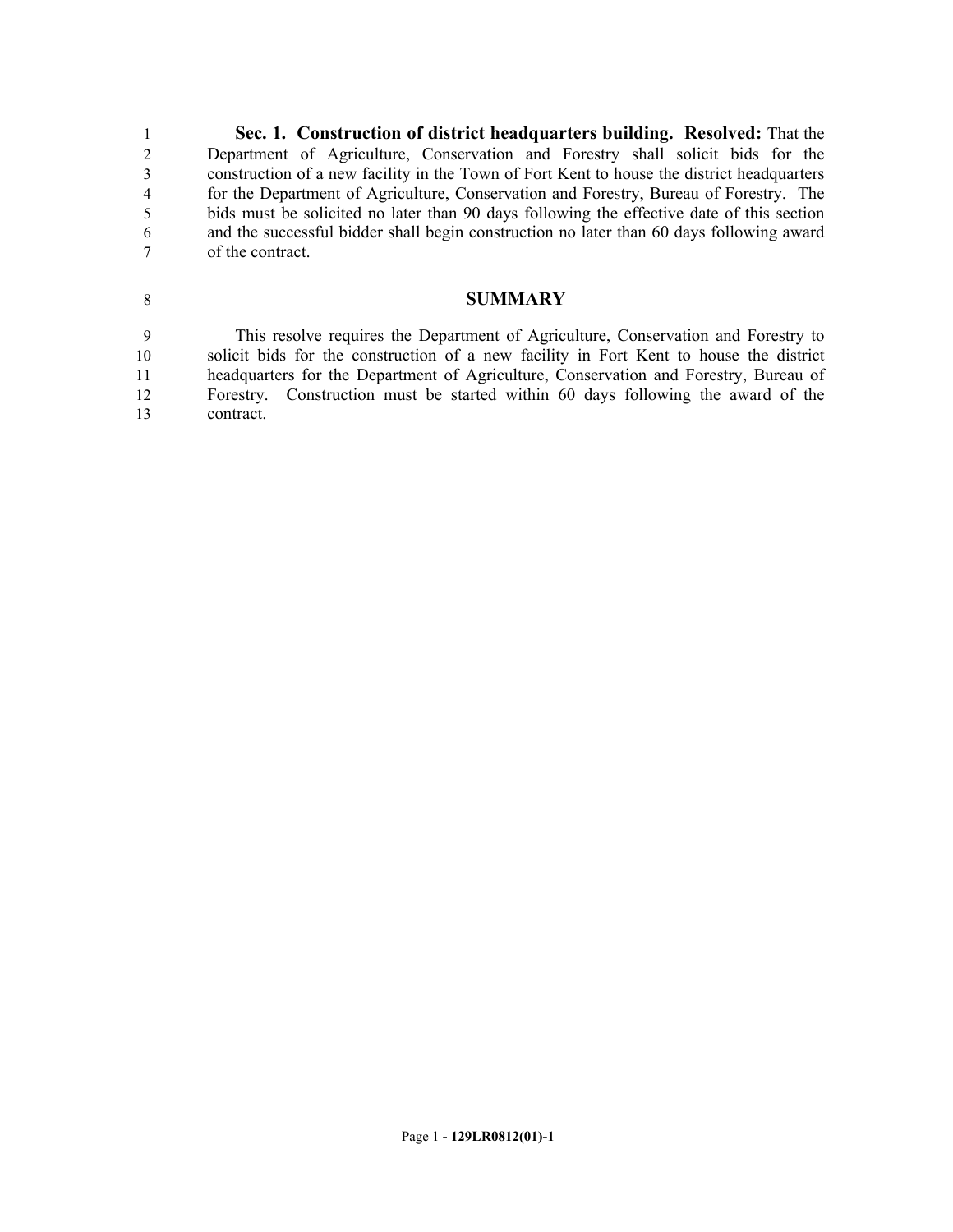**Sec. 1. Construction of district headquarters building. Resolved:** That the Department of Agriculture, Conservation and Forestry shall solicit bids for the construction of a new facility in the Town of Fort Kent to house the district headquarters for the Department of Agriculture, Conservation and Forestry, Bureau of Forestry. The bids must be solicited no later than 90 days following the effective date of this section and the successful bidder shall begin construction no later than 60 days following award of the contract.

## SUMMARY

This resolve requires the Department of Agriculture, Conservation and Forestry to solicit bids for the construction of a new facility in Fort Kent to house the district headquarters for the Department of Agriculture, Conservation and Forestry, Bureau of Forestry. Construction must be started within 60 days following the award of the contract.